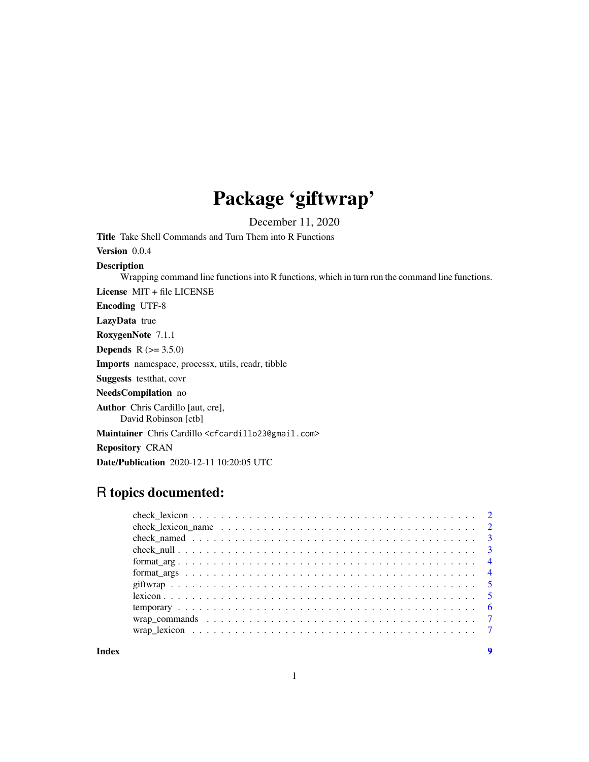# Package 'giftwrap'

December 11, 2020

**Title** Take Shell Commands and Turn Them into R Functions

**Version** 0.0.4

**Description**
Wrapping command line functions into R functions, which in turn run the command line functions.

**License** MIT + file LICENSE

**Encoding** UTF-8

**LazyData** true

**RoxygenNote** 7.1.1

**Depends** R (>= 3.5.0)

**Imports** namespace, processx, utils, readr, tibble

**Suggests** testthat, covr

**NeedsCompilation** no

**Author** Chris Cardillo [aut, cre],
David Robinson [ctb]

**Maintainer** Chris Cardillo <cfcardillo23@gmail.com>

**Repository** CRAN

**Date/Publication** 2020-12-11 10:20:05 UTC

## R topics documented:

| | |
|---|---|
| check_lexicon | 2 |
| check_lexicon_name | 2 |
| check_named | 3 |
| check_null | 3 |
| format_arg | 4 |
| format_args | 4 |
| giftwrap | 5 |
| lexicon | 5 |
| temporary | 6 |
| wrap_commands | 7 |
| wrap_lexicon | 7 |
| **Index** | **9** |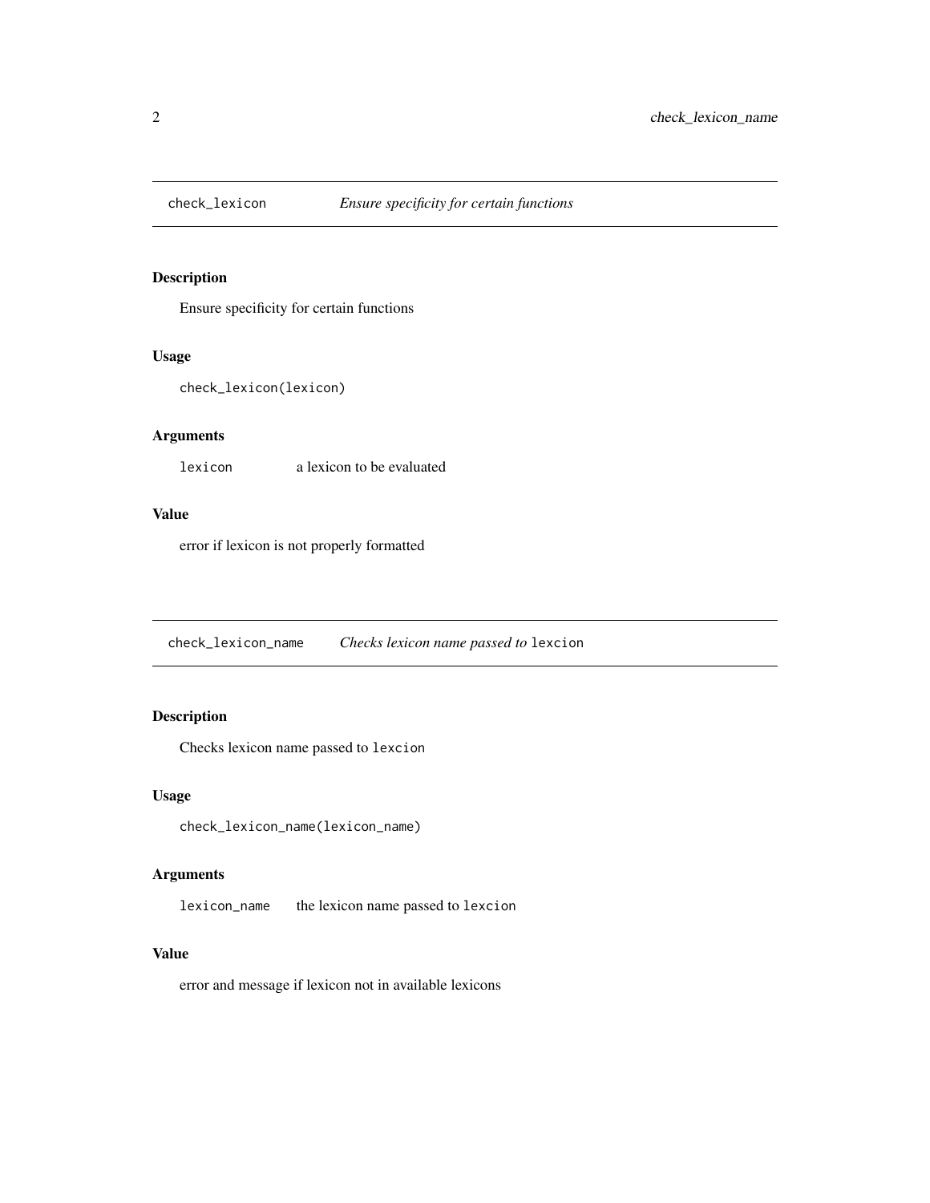## check_lexicon — *Ensure specificity for certain functions*

### Description

Ensure specificity for certain functions

### Usage

```
check_lexicon(lexicon)
```

### Arguments

| | |
|---|---|
| `lexicon` | a lexicon to be evaluated |

### Value

error if lexicon is not properly formatted

## check_lexicon_name — *Checks lexicon name passed to* `lexcion`

### Description

Checks lexicon name passed to `lexcion`

### Usage

```
check_lexicon_name(lexicon_name)
```

### Arguments

| | |
|---|---|
| `lexicon_name` | the lexicon name passed to `lexcion` |

### Value

error and message if lexicon not in available lexicons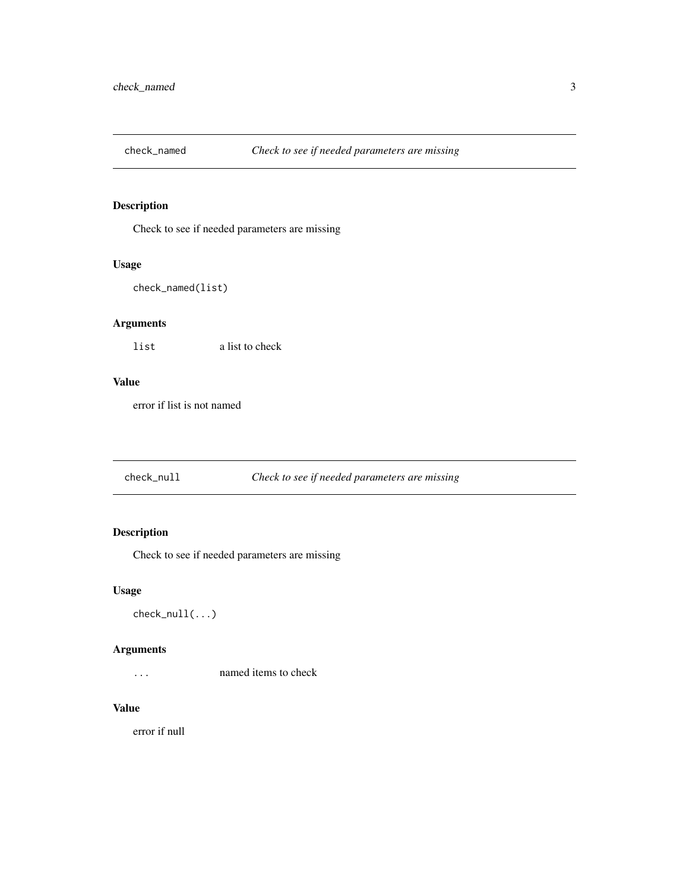## check_named — *Check to see if needed parameters are missing*

### Description

Check to see if needed parameters are missing

### Usage

```
check_named(list)
```

### Arguments

| | |
|---|---|
| list | a list to check |

### Value

error if list is not named

## check_null — *Check to see if needed parameters are missing*

### Description

Check to see if needed parameters are missing

### Usage

```
check_null(...)
```

### Arguments

| | |
|---|---|
| ... | named items to check |

### Value

error if null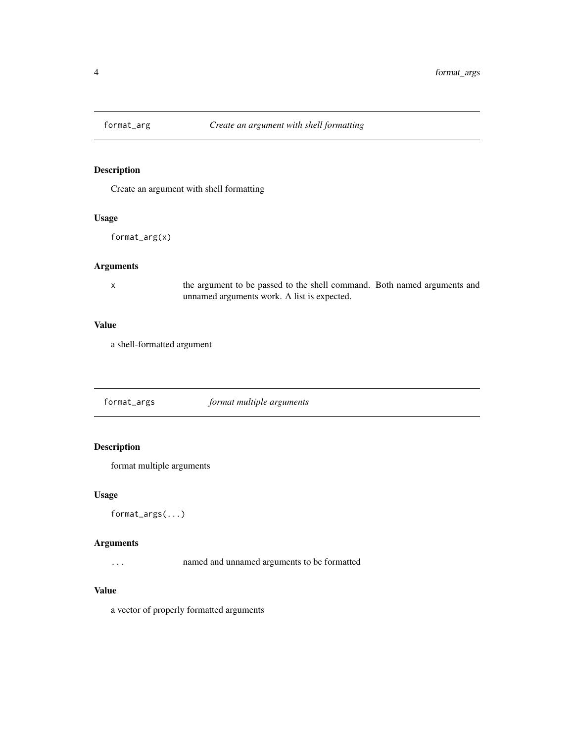## format_arg — *Create an argument with shell formatting*

### Description

Create an argument with shell formatting

### Usage

```
format_arg(x)
```

### Arguments

| | |
|---|---|
| x | the argument to be passed to the shell command. Both named arguments and unnamed arguments work. A list is expected. |

### Value

a shell-formatted argument

## format_args — *format multiple arguments*

### Description

format multiple arguments

### Usage

```
format_args(...)
```

### Arguments

| | |
|---|---|
| ... | named and unnamed arguments to be formatted |

### Value

a vector of properly formatted arguments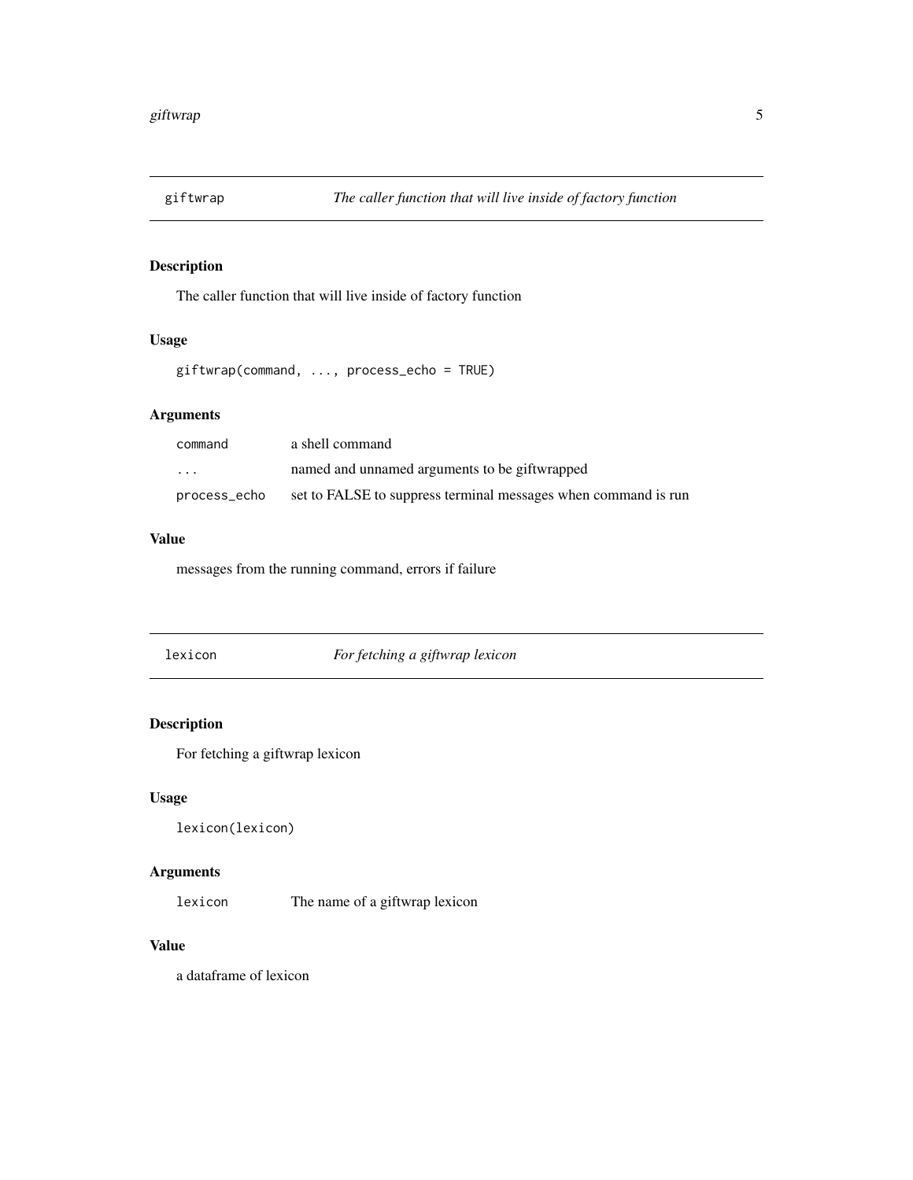## giftwrap — *The caller function that will live inside of factory function*

### Description

The caller function that will live inside of factory function

### Usage

```
giftwrap(command, ..., process_echo = TRUE)
```

### Arguments

| | |
|---|---|
| `command` | a shell command |
| `...` | named and unnamed arguments to be giftwrapped |
| `process_echo` | set to FALSE to suppress terminal messages when command is run |

### Value

messages from the running command, errors if failure

## lexicon — *For fetching a giftwrap lexicon*

### Description

For fetching a giftwrap lexicon

### Usage

```
lexicon(lexicon)
```

### Arguments

| | |
|---|---|
| `lexicon` | The name of a giftwrap lexicon |

### Value

a dataframe of lexicon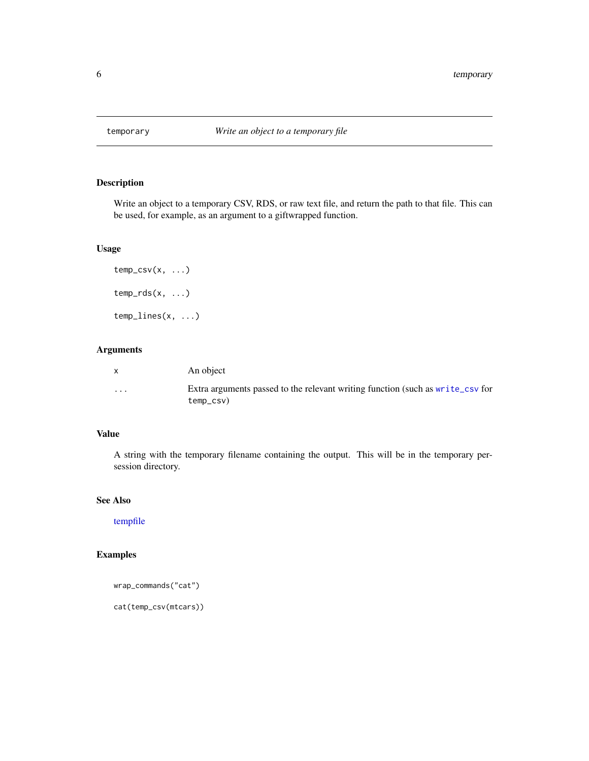# temporary — *Write an object to a temporary file*

## Description

Write an object to a temporary CSV, RDS, or raw text file, and return the path to that file. This can be used, for example, as an argument to a giftwrapped function.

## Usage

```
temp_csv(x, ...)

temp_rds(x, ...)

temp_lines(x, ...)
```

## Arguments

| | |
|---|---|
| `x` | An object |
| `...` | Extra arguments passed to the relevant writing function (such as `write_csv` for `temp_csv`) |

## Value

A string with the temporary filename containing the output. This will be in the temporary per-session directory.

## See Also

tempfile

## Examples

```
wrap_commands("cat")

cat(temp_csv(mtcars))
```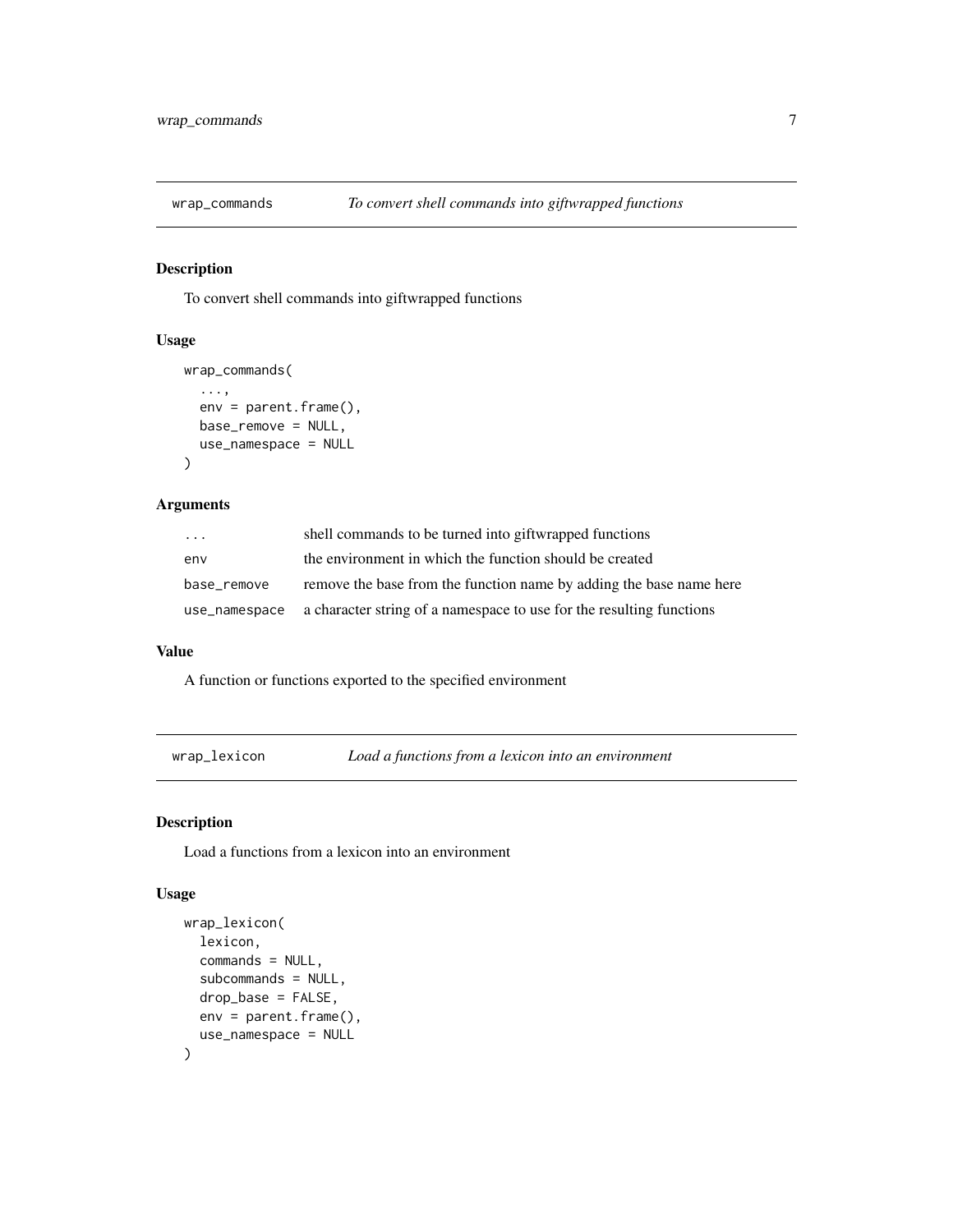## wrap_commands — *To convert shell commands into giftwrapped functions*

### Description

To convert shell commands into giftwrapped functions

### Usage

```
wrap_commands(
  ...,
  env = parent.frame(),
  base_remove = NULL,
  use_namespace = NULL
)
```

### Arguments

| | |
|---|---|
| ... | shell commands to be turned into giftwrapped functions |
| env | the environment in which the function should be created |
| base_remove | remove the base from the function name by adding the base name here |
| use_namespace | a character string of a namespace to use for the resulting functions |

### Value

A function or functions exported to the specified environment

## wrap_lexicon — *Load a functions from a lexicon into an environment*

### Description

Load a functions from a lexicon into an environment

### Usage

```
wrap_lexicon(
  lexicon,
  commands = NULL,
  subcommands = NULL,
  drop_base = FALSE,
  env = parent.frame(),
  use_namespace = NULL
)
```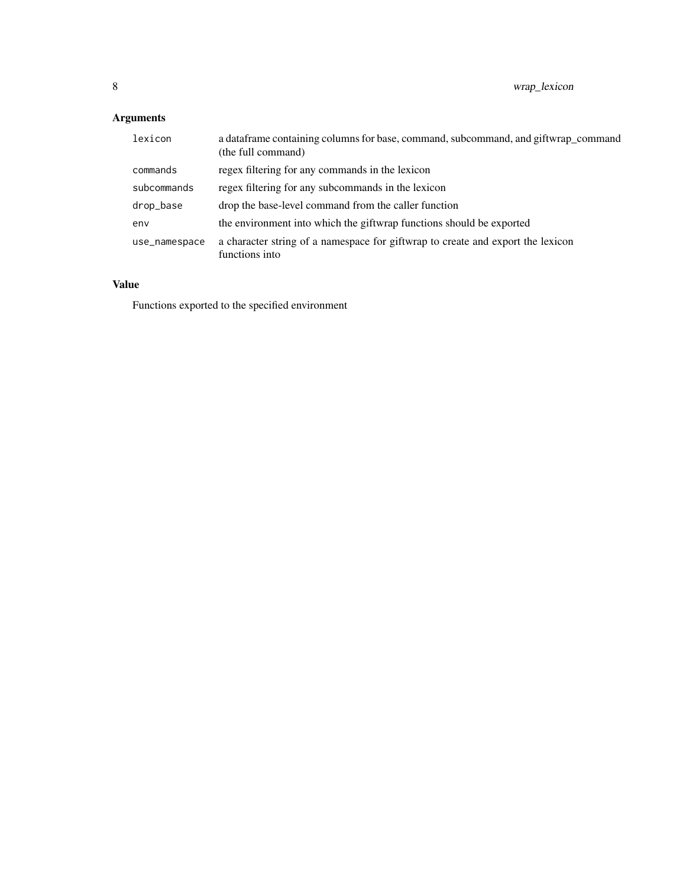## Arguments

| | |
|---|---|
| `lexicon` | a dataframe containing columns for base, command, subcommand, and giftwrap_command (the full command) |
| `commands` | regex filtering for any commands in the lexicon |
| `subcommands` | regex filtering for any subcommands in the lexicon |
| `drop_base` | drop the base-level command from the caller function |
| `env` | the environment into which the giftwrap functions should be exported |
| `use_namespace` | a character string of a namespace for giftwrap to create and export the lexicon functions into |

## Value

Functions exported to the specified environment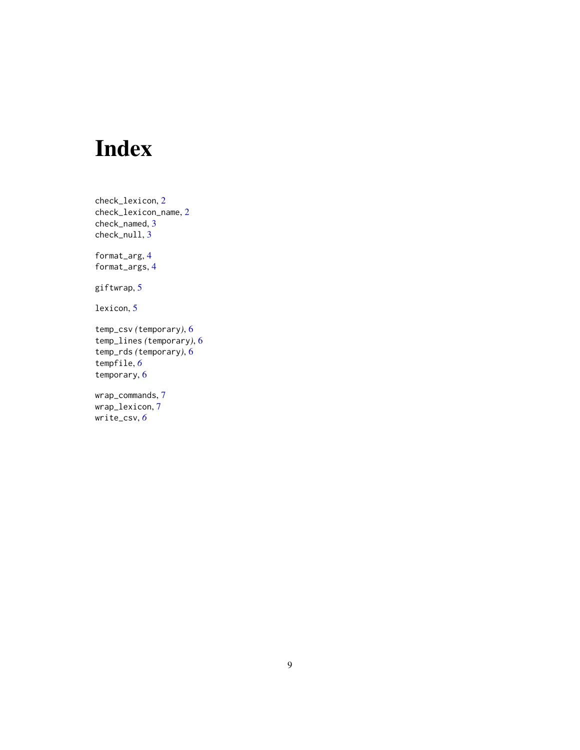# Index

check_lexicon, 2
check_lexicon_name, 2
check_named, 3
check_null, 3

format_arg, 4
format_args, 4

giftwrap, 5

lexicon, 5

temp_csv *(*temporary*)*, 6
temp_lines *(*temporary*)*, 6
temp_rds *(*temporary*)*, 6
tempfile, *6*
temporary, 6

wrap_commands, 7
wrap_lexicon, 7
write_csv, *6*